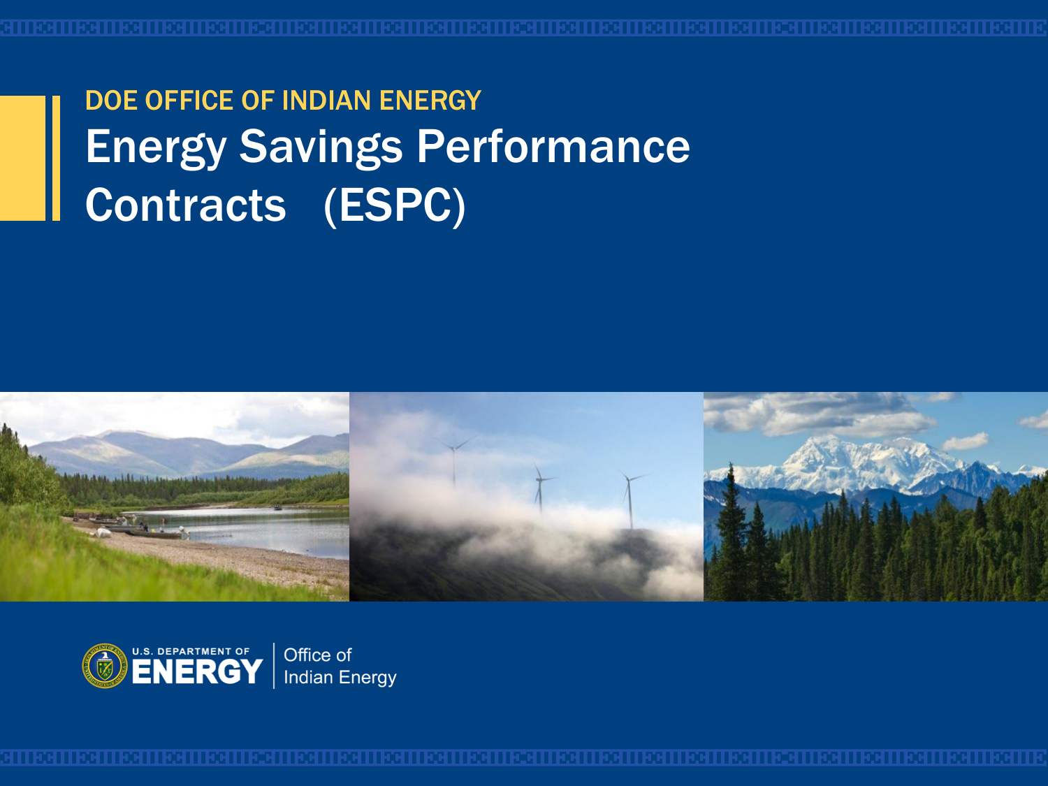DOE OFFICE OF INDIAN ENERGY

# Energy Savings Performance Contracts (ESPC)

U.S. DEPARTMENT OF ENERGY | Office of Indian Energy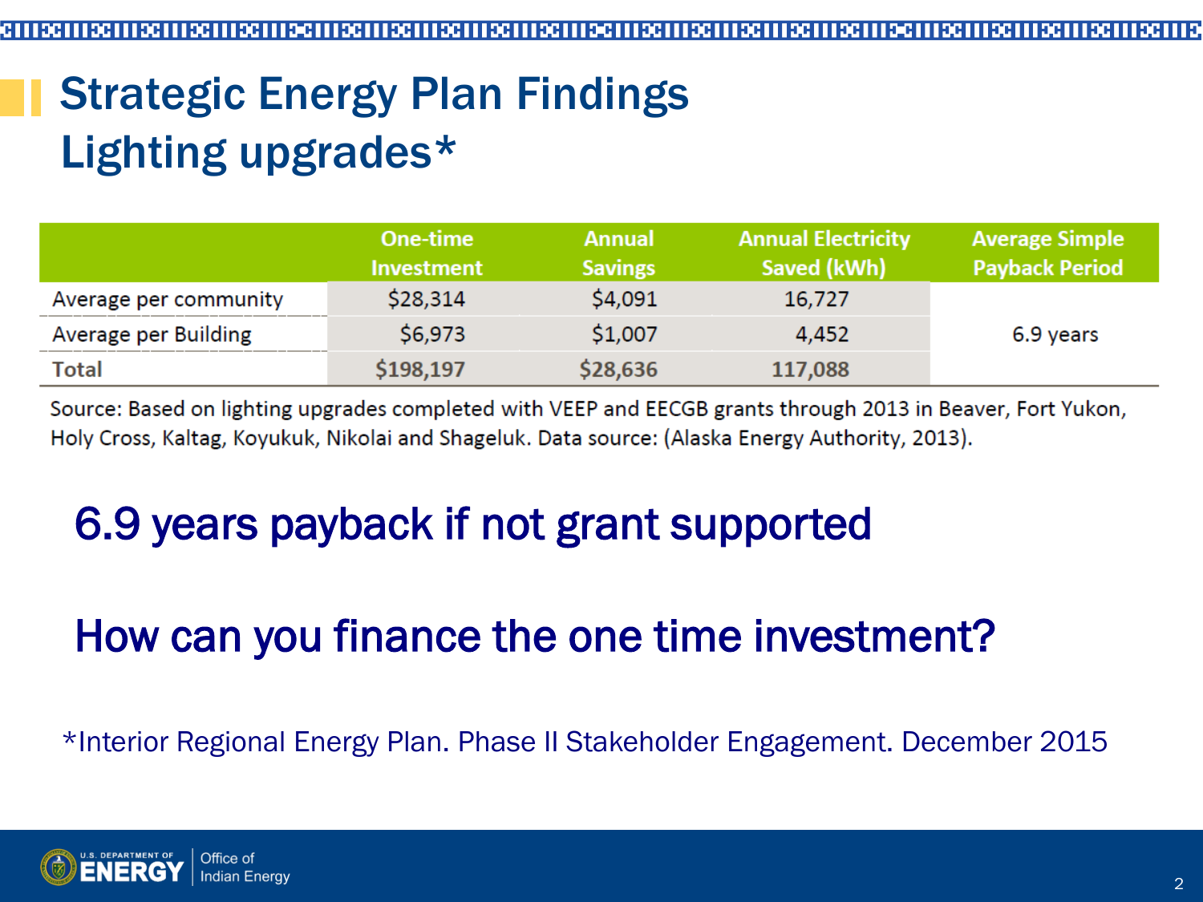# Strategic Energy Plan Findings
# Lighting upgrades*

| | One-time Investment | Annual Savings | Annual Electricity Saved (kWh) | Average Simple Payback Period |
|---|---|---|---|---|
| Average per community | $28,314 | $4,091 | 16,727 | 6.9 years |
| Average per Building | $6,973 | $1,007 | 4,452 | |
| **Total** | **$198,197** | **$28,636** | **117,088** | |

Source: Based on lighting upgrades completed with VEEP and EECGB grants through 2013 in Beaver, Fort Yukon, Holy Cross, Kaltag, Koyukuk, Nikolai and Shageluk. Data source: (Alaska Energy Authority, 2013).

## 6.9 years payback if not grant supported

## How can you finance the one time investment?

*Interior Regional Energy Plan. Phase II Stakeholder Engagement. December 2015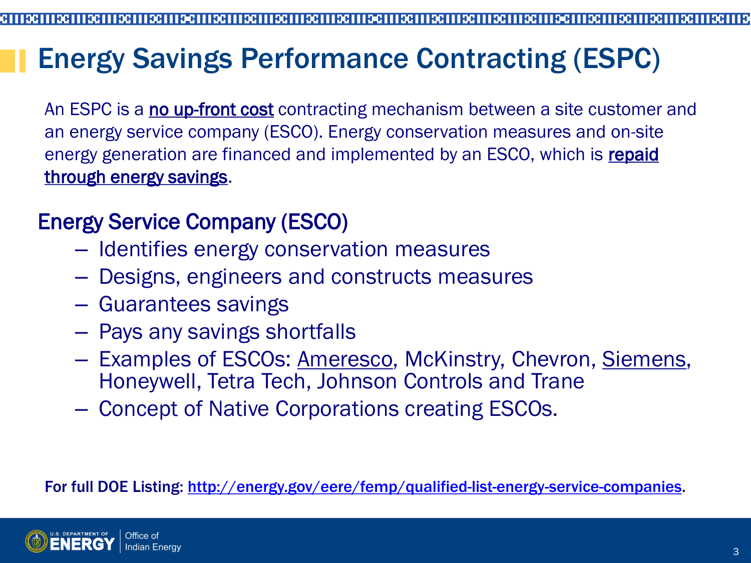# Energy Savings Performance Contracting (ESPC)

An ESPC is a <u>no up-front cost</u> contracting mechanism between a site customer and an energy service company (ESCO). Energy conservation measures and on-site energy generation are financed and implemented by an ESCO, which is <u>repaid through energy savings</u>.

## Energy Service Company (ESCO)

- Identifies energy conservation measures
- Designs, engineers and constructs measures
- Guarantees savings
- Pays any savings shortfalls
- Examples of ESCOs: Ameresco, McKinstry, Chevron, Siemens, Honeywell, Tetra Tech, Johnson Controls and Trane
- Concept of Native Corporations creating ESCOs.

**For full DOE Listing:** http://energy.gov/eere/femp/qualified-list-energy-service-companies.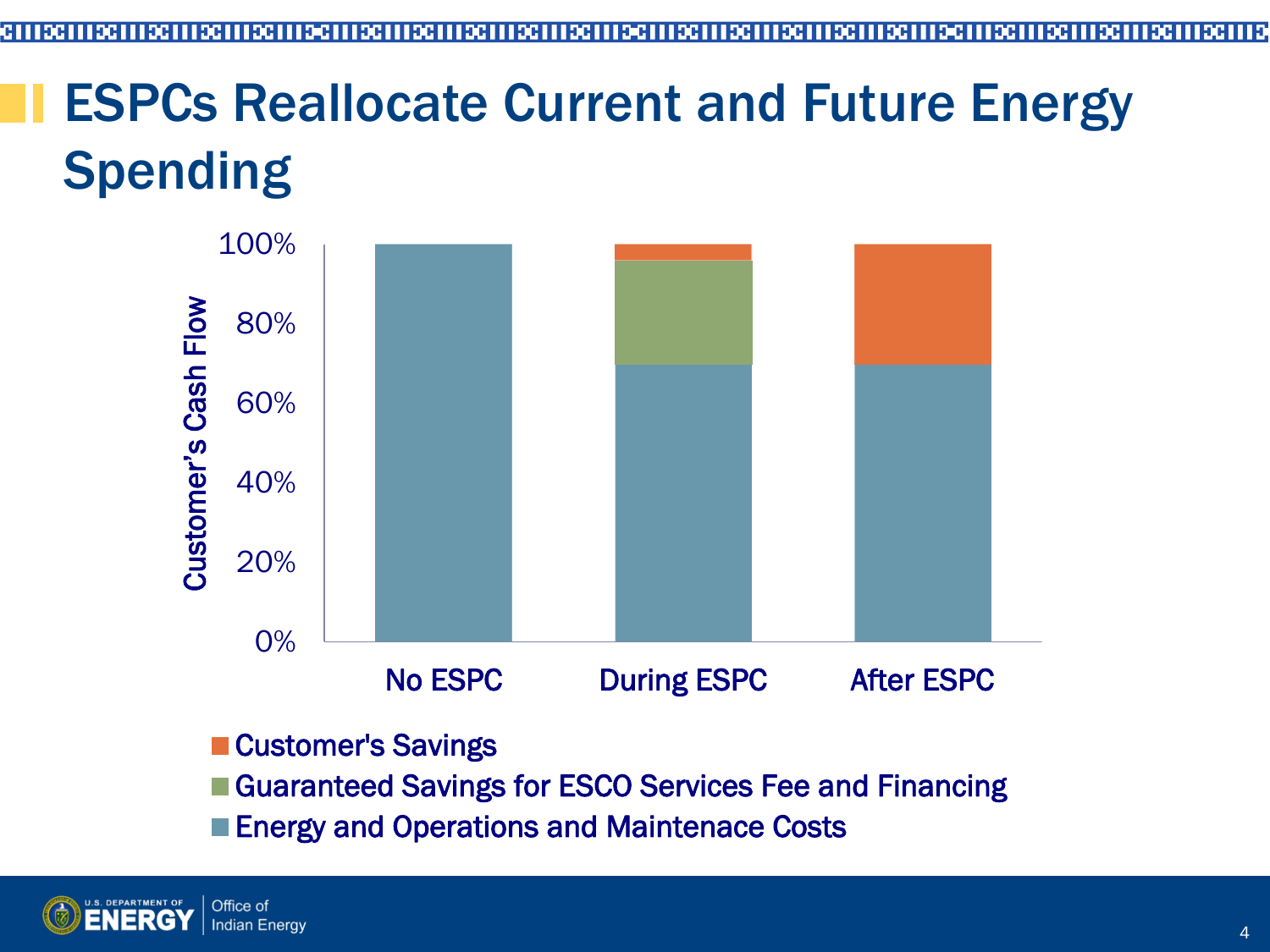# ESPCs Reallocate Current and Future Energy Spending

Customer's Cash Flow

| | No ESPC | During ESPC | After ESPC |
|---|---|---|---|
| Customer's Savings | 0% | ~4% | ~30% |
| Guaranteed Savings for ESCO Services Fee and Financing | 0% | ~26% | 0% |
| Energy and Operations and Maintenace Costs | 100% | ~70% | ~70% |

- Customer's Savings
- Guaranteed Savings for ESCO Services Fee and Financing
- Energy and Operations and Maintenace Costs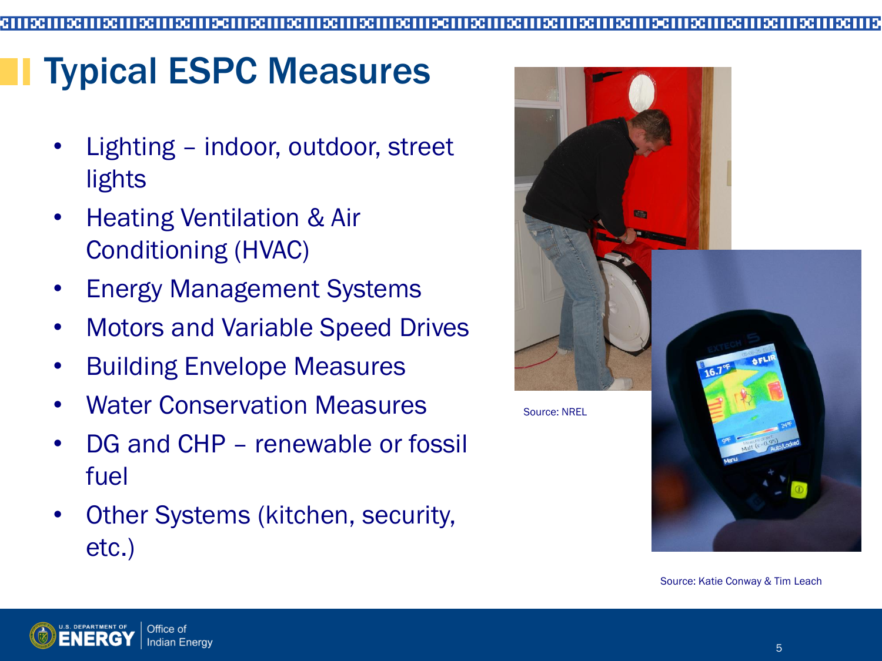# Typical ESPC Measures

- Lighting – indoor, outdoor, street lights
- Heating Ventilation & Air Conditioning (HVAC)
- Energy Management Systems
- Motors and Variable Speed Drives
- Building Envelope Measures
- Water Conservation Measures
- DG and CHP – renewable or fossil fuel
- Other Systems (kitchen, security, etc.)

Source: NREL

Source: Katie Conway & Tim Leach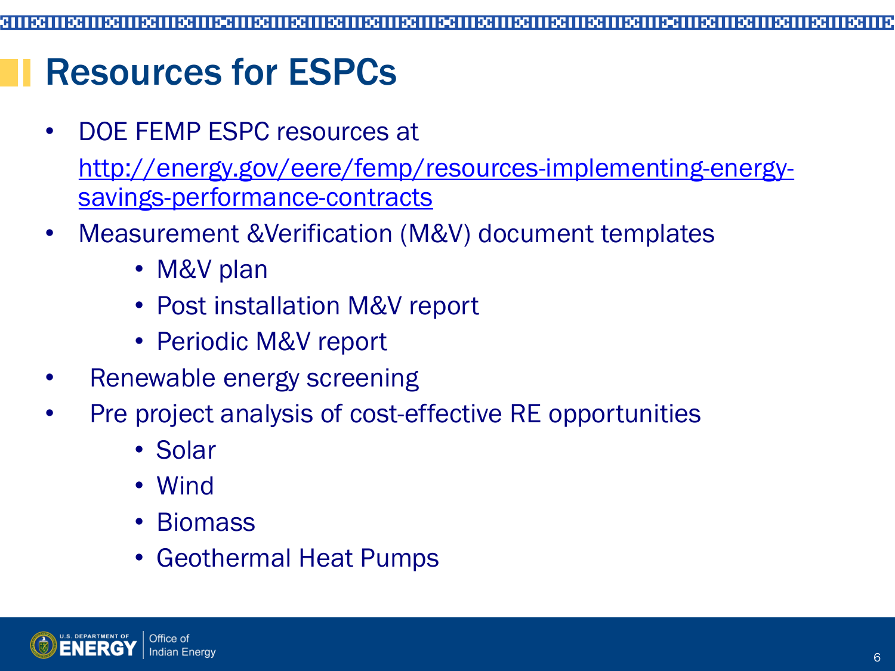# Resources for ESPCs

- DOE FEMP ESPC resources at
  [http://energy.gov/eere/femp/resources-implementing-energy-savings-performance-contracts](http://energy.gov/eere/femp/resources-implementing-energy-savings-performance-contracts)
- Measurement &Verification (M&V) document templates
  - M&V plan
  - Post installation M&V report
  - Periodic M&V report
- Renewable energy screening
- Pre project analysis of cost-effective RE opportunities
  - Solar
  - Wind
  - Biomass
  - Geothermal Heat Pumps

U.S. DEPARTMENT OF ENERGY | Office of Indian Energy